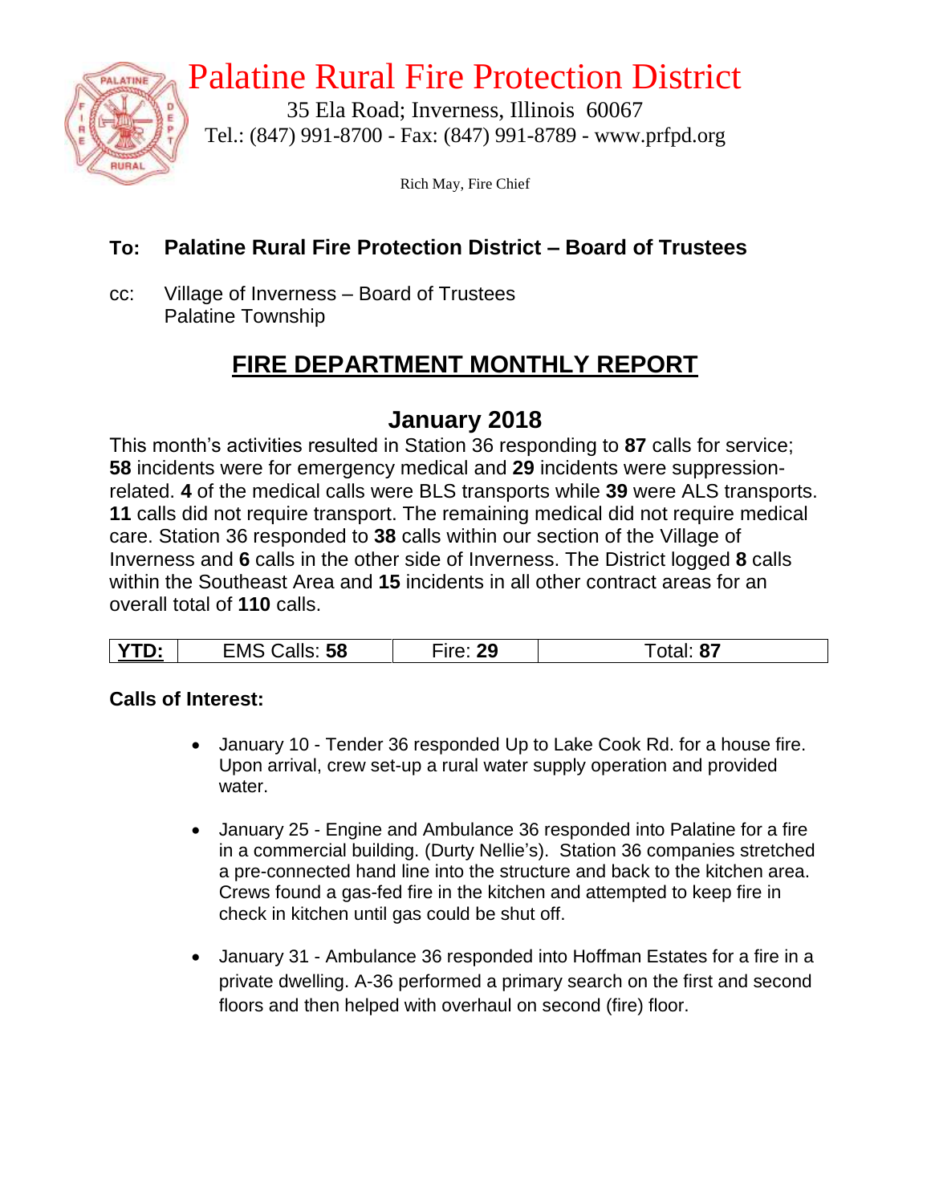# Palatine Rural Fire Protection District

35 Ela Road; Inverness, Illinois 60067
Tel.: (847) 991-8700 - Fax: (847) 991-8789 - www.prfpd.org

Rich May, Fire Chief

**To: Palatine Rural Fire Protection District – Board of Trustees**

cc: Village of Inverness – Board of Trustees
Palatine Township

## FIRE DEPARTMENT MONTHLY REPORT

## January 2018

This month's activities resulted in Station 36 responding to **87** calls for service; **58** incidents were for emergency medical and **29** incidents were suppression-related. **4** of the medical calls were BLS transports while **39** were ALS transports. **11** calls did not require transport. The remaining medical did not require medical care. Station 36 responded to **38** calls within our section of the Village of Inverness and **6** calls in the other side of Inverness. The District logged **8** calls within the Southeast Area and **15** incidents in all other contract areas for an overall total of **110** calls.

| **YTD:** | EMS Calls: **58** | Fire: **29** | Total: **87** |
|---|---|---|---|

**Calls of Interest:**

- January 10 - Tender 36 responded Up to Lake Cook Rd. for a house fire. Upon arrival, crew set-up a rural water supply operation and provided water.
- January 25 - Engine and Ambulance 36 responded into Palatine for a fire in a commercial building. (Durty Nellie's). Station 36 companies stretched a pre-connected hand line into the structure and back to the kitchen area. Crews found a gas-fed fire in the kitchen and attempted to keep fire in check in kitchen until gas could be shut off.
- January 31 - Ambulance 36 responded into Hoffman Estates for a fire in a private dwelling. A-36 performed a primary search on the first and second floors and then helped with overhaul on second (fire) floor.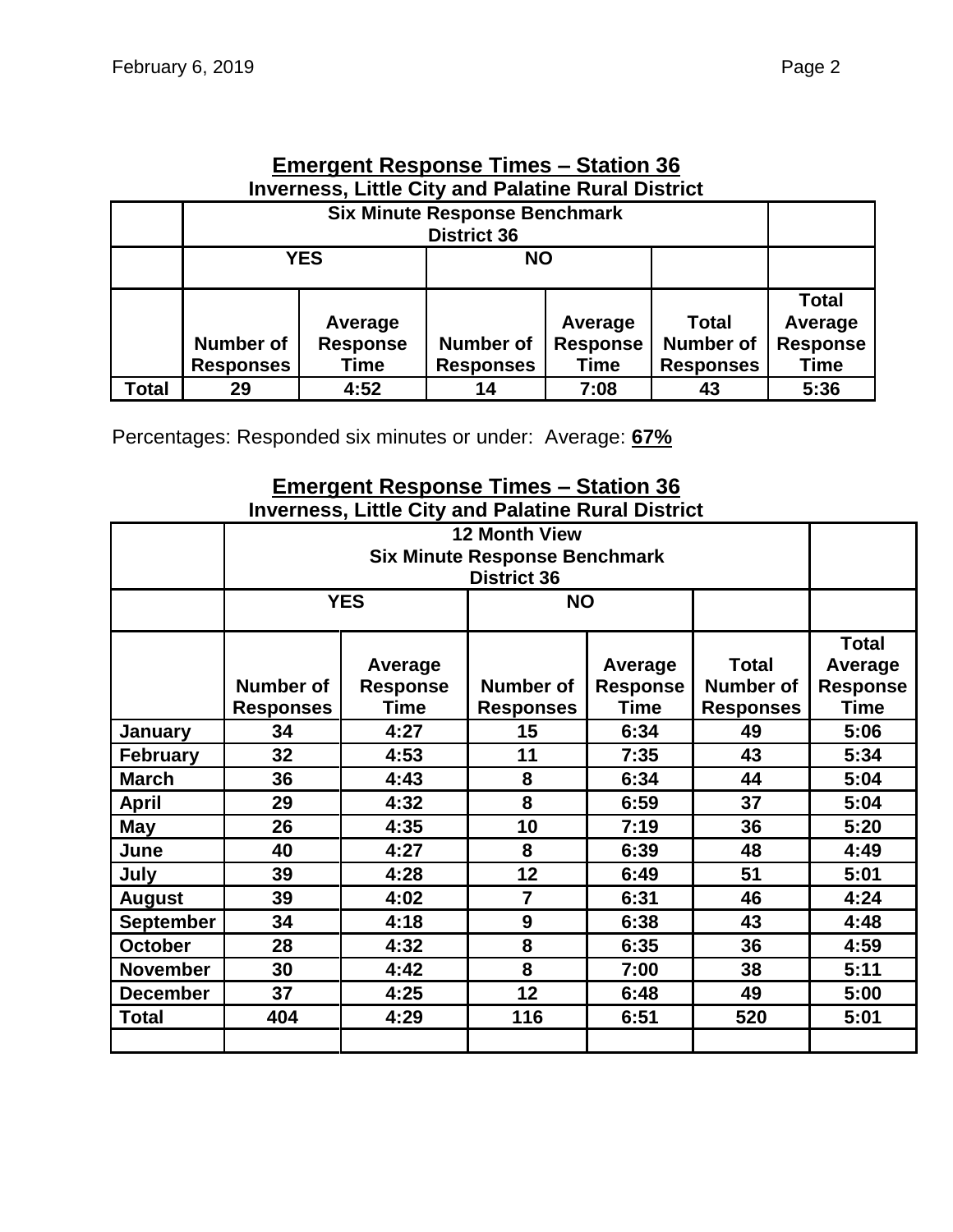## Emergent Response Times – Station 36

**Inverness, Little City and Palatine Rural District**

| | Six Minute Response Benchmark District 36 | | | | | |
|---|---|---|---|---|---|---|
| | YES | | NO | | | |
| | Number of Responses | Average Response Time | Number of Responses | Average Response Time | Total Number of Responses | Total Average Response Time |
| **Total** | 29 | 4:52 | 14 | 7:08 | 43 | 5:36 |

Percentages: Responded six minutes or under: Average: **67%**

## Emergent Response Times – Station 36

**Inverness, Little City and Palatine Rural District**

| | 12 Month View Six Minute Response Benchmark District 36 | | | | | |
|---|---|---|---|---|---|---|
| | YES | | NO | | | |
| | Number of Responses | Average Response Time | Number of Responses | Average Response Time | Total Number of Responses | Total Average Response Time |
| **January** | 34 | 4:27 | 15 | 6:34 | 49 | 5:06 |
| **February** | 32 | 4:53 | 11 | 7:35 | 43 | 5:34 |
| **March** | 36 | 4:43 | 8 | 6:34 | 44 | 5:04 |
| **April** | 29 | 4:32 | 8 | 6:59 | 37 | 5:04 |
| **May** | 26 | 4:35 | 10 | 7:19 | 36 | 5:20 |
| **June** | 40 | 4:27 | 8 | 6:39 | 48 | 4:49 |
| **July** | 39 | 4:28 | 12 | 6:49 | 51 | 5:01 |
| **August** | 39 | 4:02 | 7 | 6:31 | 46 | 4:24 |
| **September** | 34 | 4:18 | 9 | 6:38 | 43 | 4:48 |
| **October** | 28 | 4:32 | 8 | 6:35 | 36 | 4:59 |
| **November** | 30 | 4:42 | 8 | 7:00 | 38 | 5:11 |
| **December** | 37 | 4:25 | 12 | 6:48 | 49 | 5:00 |
| **Total** | 404 | 4:29 | 116 | 6:51 | 520 | 5:01 |
| | | | | | | |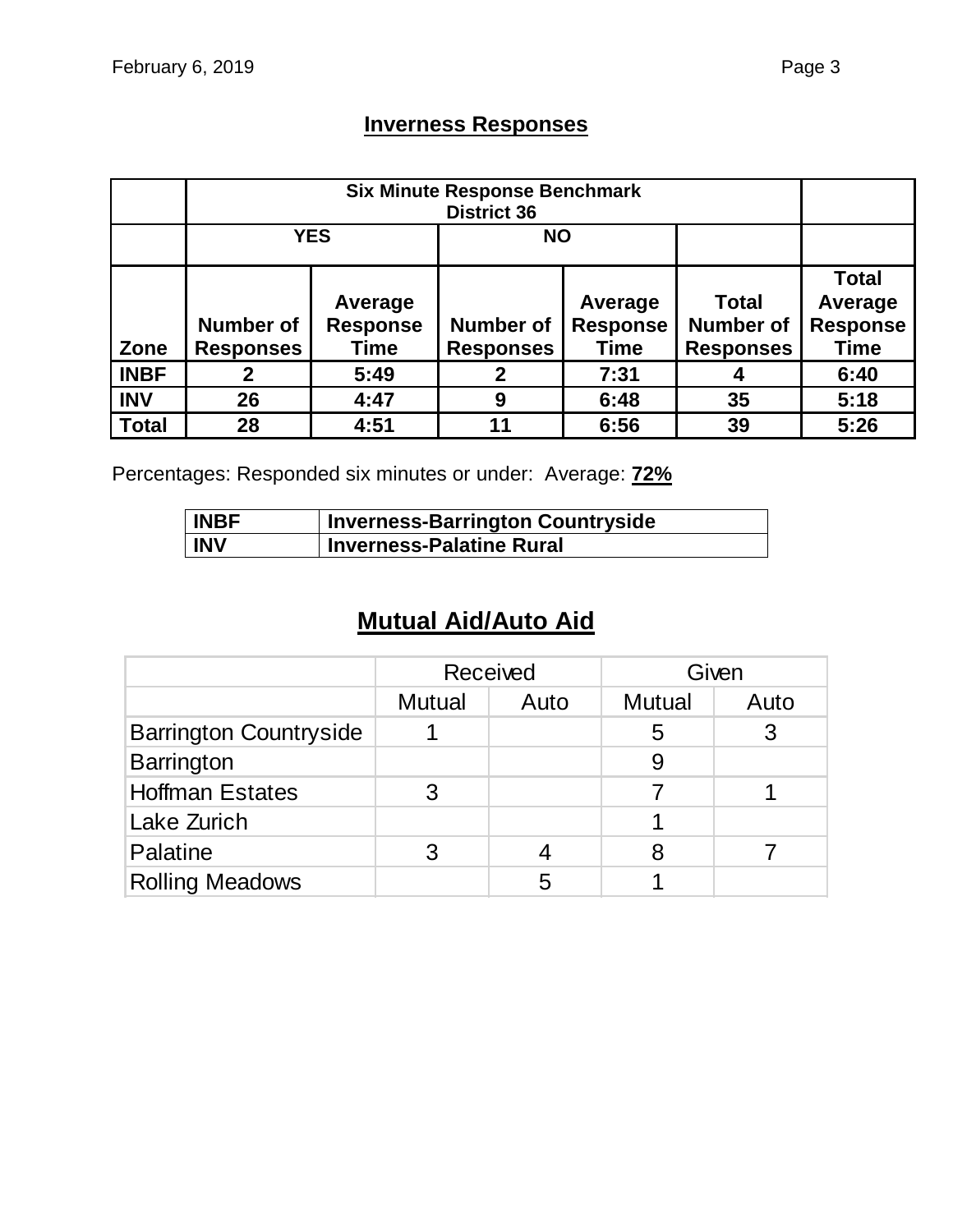## Inverness Responses

| | Six Minute Response Benchmark District 36 | | | | | |
|---|---|---|---|---|---|---|
| | YES | | NO | | | |
| Zone | Number of Responses | Average Response Time | Number of Responses | Average Response Time | Total Number of Responses | Total Average Response Time |
| INBF | 2 | 5:49 | 2 | 7:31 | 4 | 6:40 |
| INV | 26 | 4:47 | 9 | 6:48 | 35 | 5:18 |
| Total | 28 | 4:51 | 11 | 6:56 | 39 | 5:26 |

Percentages: Responded six minutes or under: Average: **72%**

| INBF | Inverness-Barrington Countryside |
|---|---|
| INV | Inverness-Palatine Rural |

## Mutual Aid/Auto Aid

| | Received | | Given | |
|---|---|---|---|---|
| | Mutual | Auto | Mutual | Auto |
| Barrington Countryside | 1 | | 5 | 3 |
| Barrington | | | 9 | |
| Hoffman Estates | 3 | | 7 | 1 |
| Lake Zurich | | | 1 | |
| Palatine | 3 | 4 | 8 | 7 |
| Rolling Meadows | | 5 | 1 | |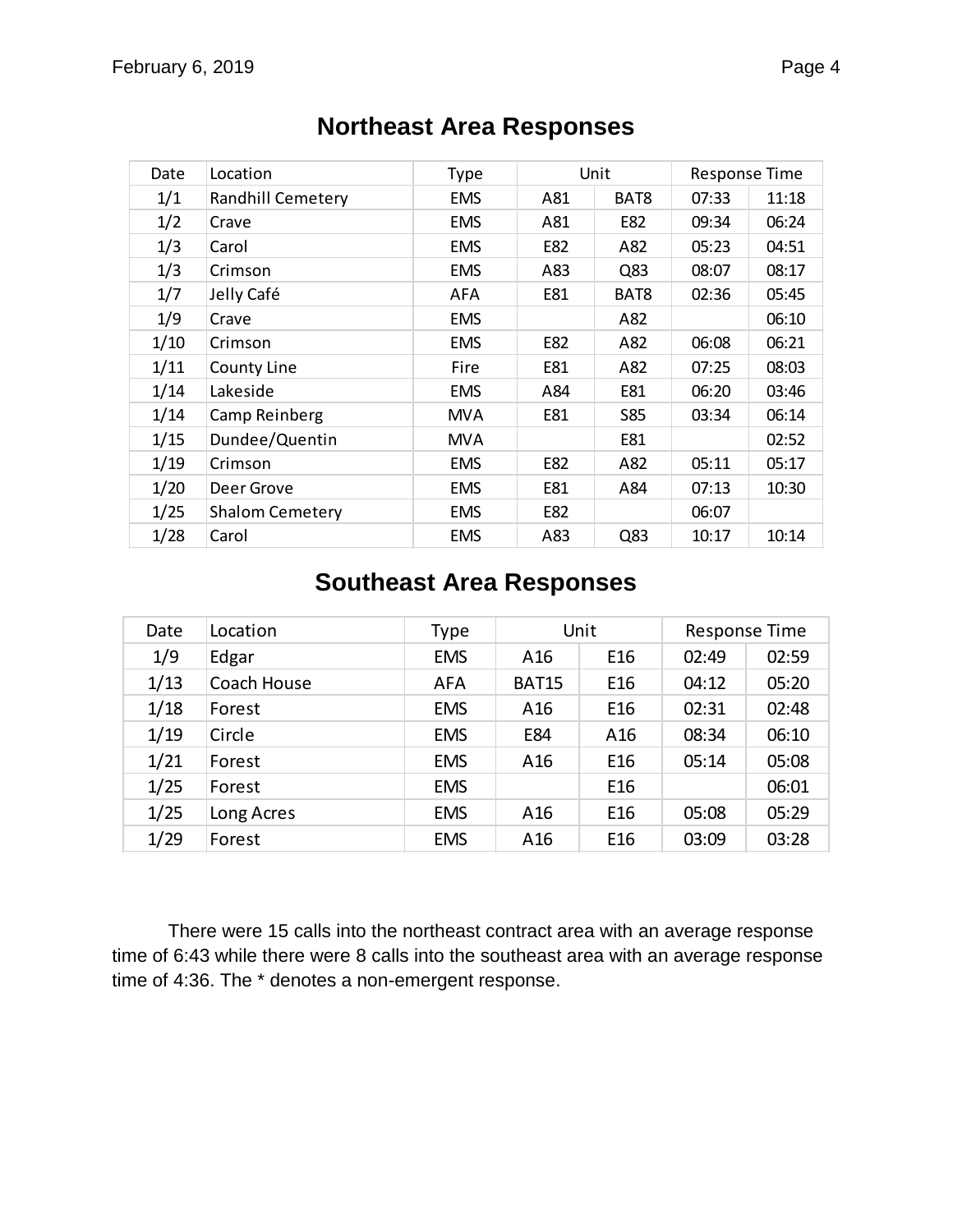## Northeast Area Responses

| Date | Location | Type | Unit | | Response Time | |
|---|---|---|---|---|---|---|
| 1/1 | Randhill Cemetery | EMS | A81 | BAT8 | 07:33 | 11:18 |
| 1/2 | Crave | EMS | A81 | E82 | 09:34 | 06:24 |
| 1/3 | Carol | EMS | E82 | A82 | 05:23 | 04:51 |
| 1/3 | Crimson | EMS | A83 | Q83 | 08:07 | 08:17 |
| 1/7 | Jelly Café | AFA | E81 | BAT8 | 02:36 | 05:45 |
| 1/9 | Crave | EMS | | A82 | | 06:10 |
| 1/10 | Crimson | EMS | E82 | A82 | 06:08 | 06:21 |
| 1/11 | County Line | Fire | E81 | A82 | 07:25 | 08:03 |
| 1/14 | Lakeside | EMS | A84 | E81 | 06:20 | 03:46 |
| 1/14 | Camp Reinberg | MVA | E81 | S85 | 03:34 | 06:14 |
| 1/15 | Dundee/Quentin | MVA | | E81 | | 02:52 |
| 1/19 | Crimson | EMS | E82 | A82 | 05:11 | 05:17 |
| 1/20 | Deer Grove | EMS | E81 | A84 | 07:13 | 10:30 |
| 1/25 | Shalom Cemetery | EMS | E82 | | 06:07 | |
| 1/28 | Carol | EMS | A83 | Q83 | 10:17 | 10:14 |

## Southeast Area Responses

| Date | Location | Type | Unit | | Response Time | |
|---|---|---|---|---|---|---|
| 1/9 | Edgar | EMS | A16 | E16 | 02:49 | 02:59 |
| 1/13 | Coach House | AFA | BAT15 | E16 | 04:12 | 05:20 |
| 1/18 | Forest | EMS | A16 | E16 | 02:31 | 02:48 |
| 1/19 | Circle | EMS | E84 | A16 | 08:34 | 06:10 |
| 1/21 | Forest | EMS | A16 | E16 | 05:14 | 05:08 |
| 1/25 | Forest | EMS | | E16 | | 06:01 |
| 1/25 | Long Acres | EMS | A16 | E16 | 05:08 | 05:29 |
| 1/29 | Forest | EMS | A16 | E16 | 03:09 | 03:28 |

There were 15 calls into the northeast contract area with an average response time of 6:43 while there were 8 calls into the southeast area with an average response time of 4:36. The * denotes a non-emergent response.